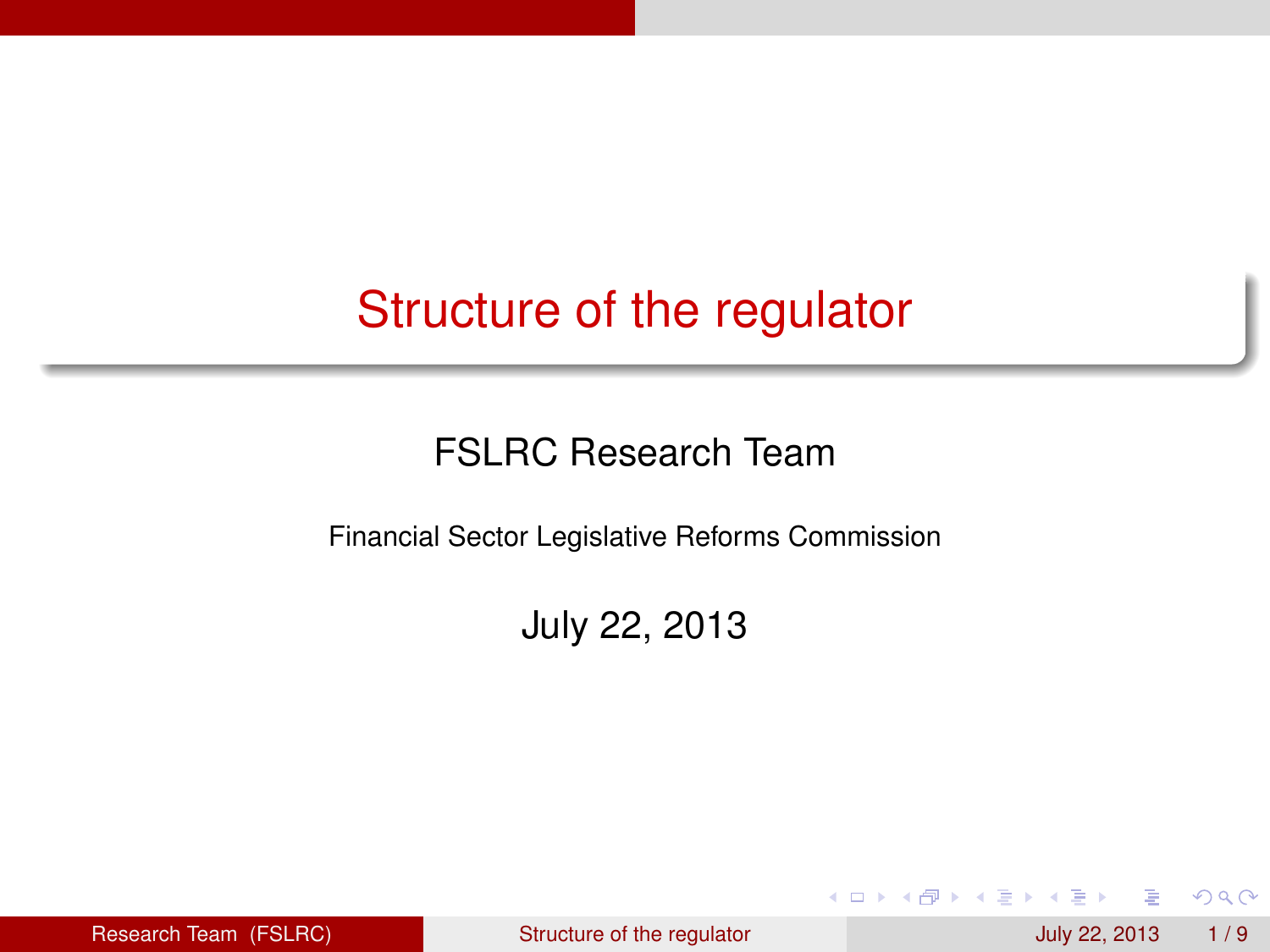# Structure of the regulator

FSLRC Research Team

Financial Sector Legislative Reforms Commission

July 22, 2013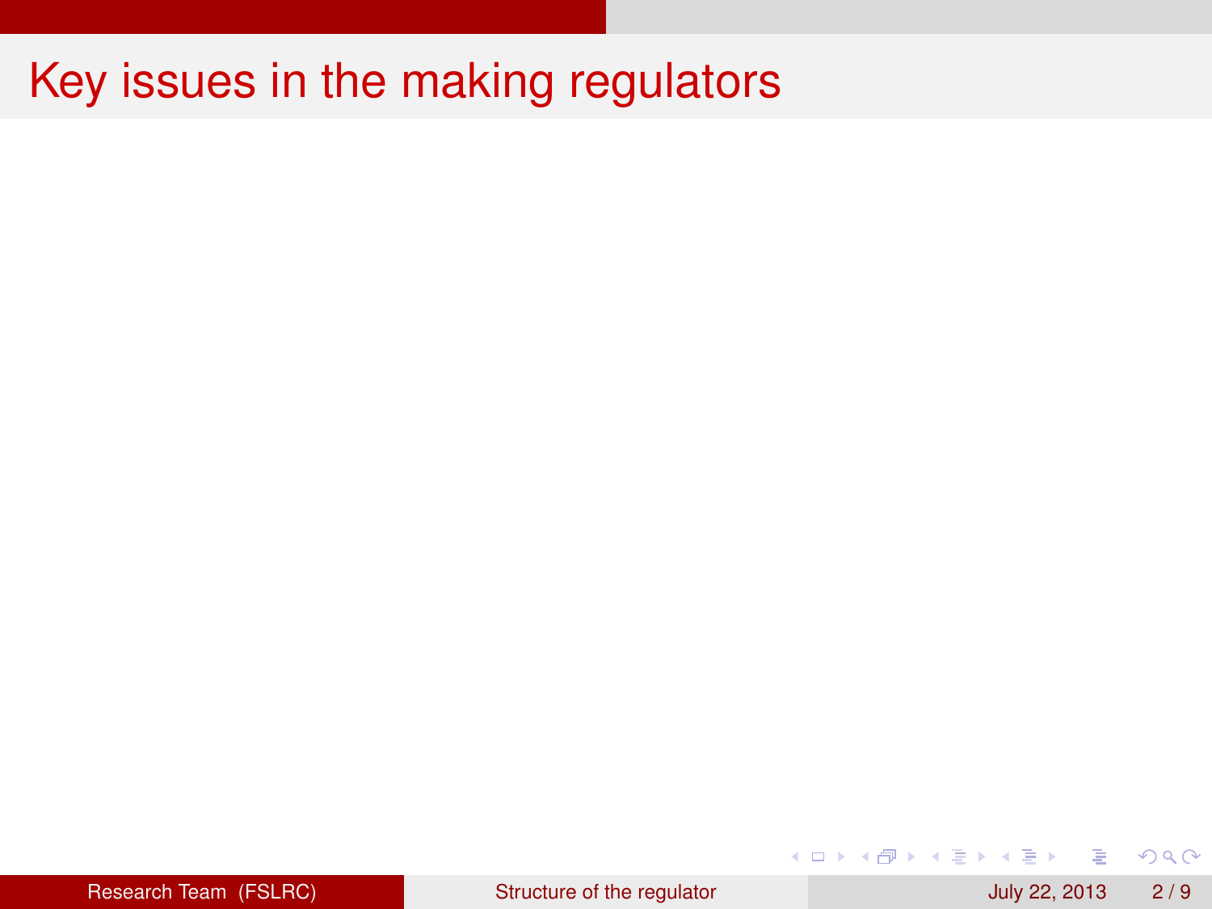# Key issues in the making regulators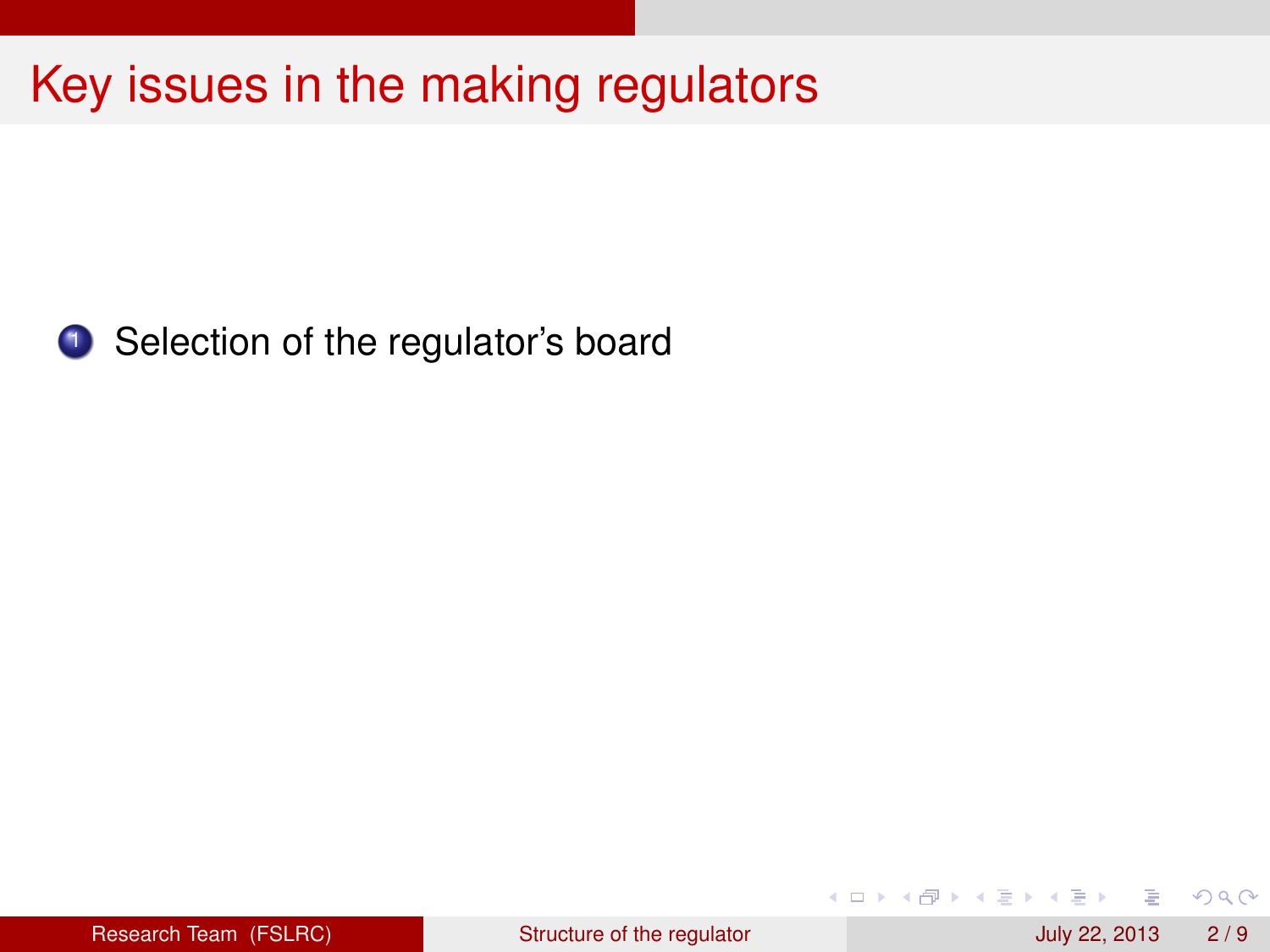# Key issues in the making regulators

1. Selection of the regulator's board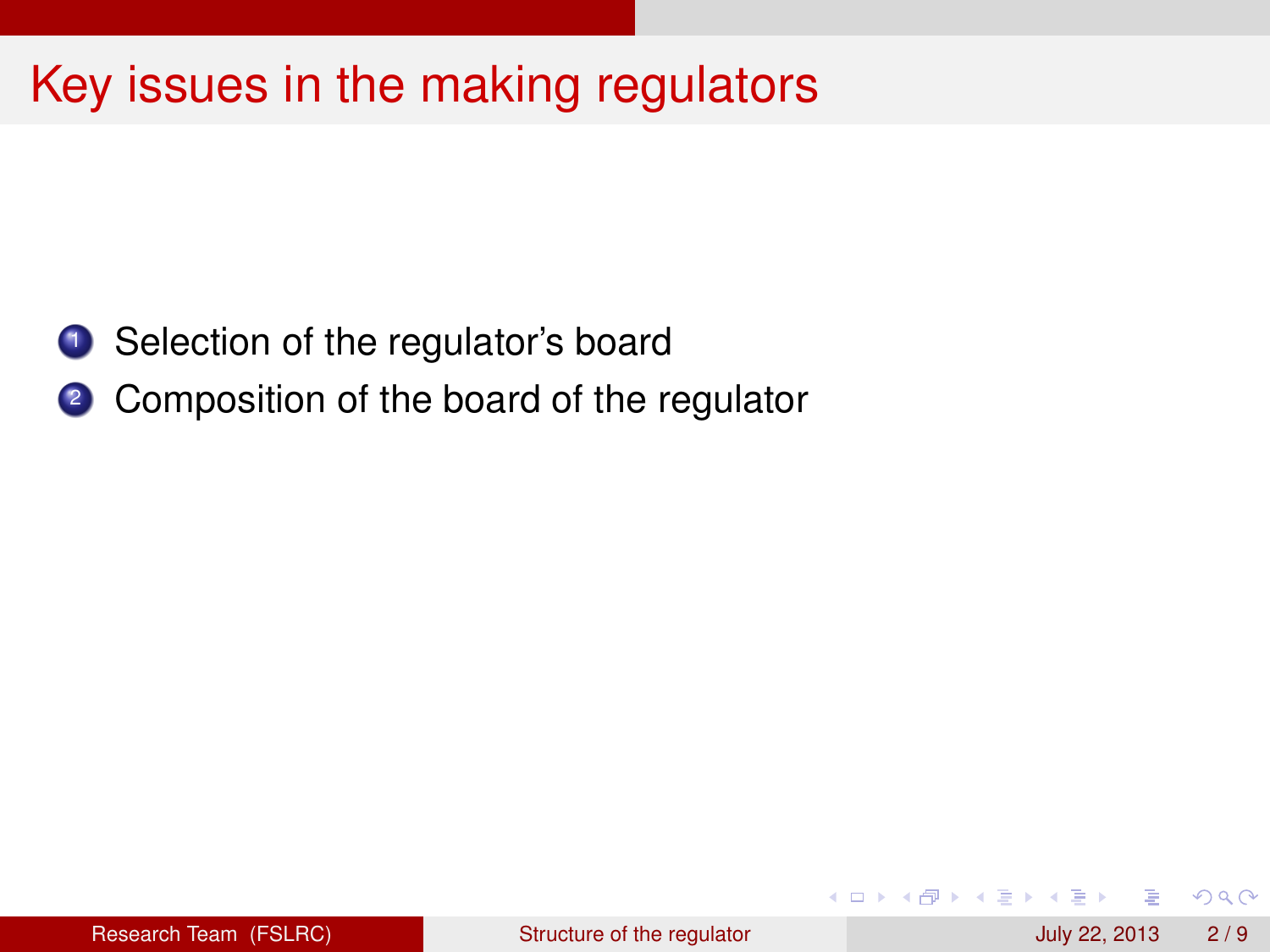# Key issues in the making regulators

1. Selection of the regulator's board
2. Composition of the board of the regulator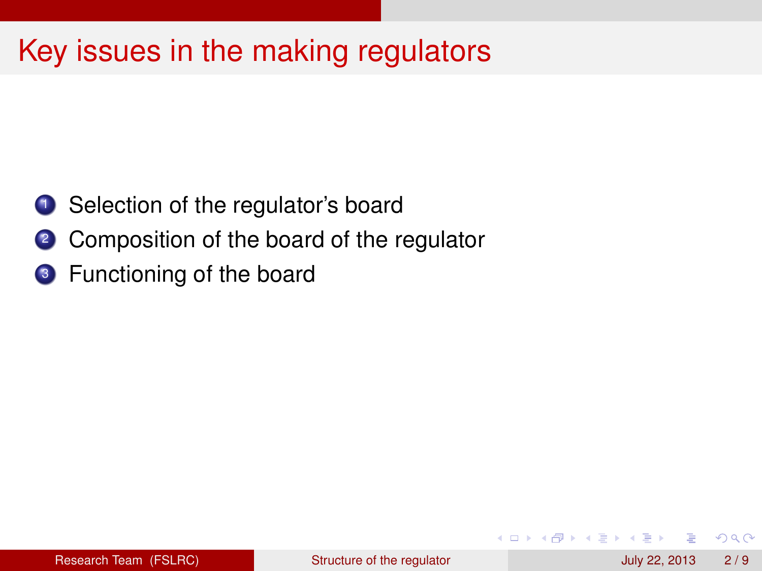# Key issues in the making regulators

1. Selection of the regulator's board
2. Composition of the board of the regulator
3. Functioning of the board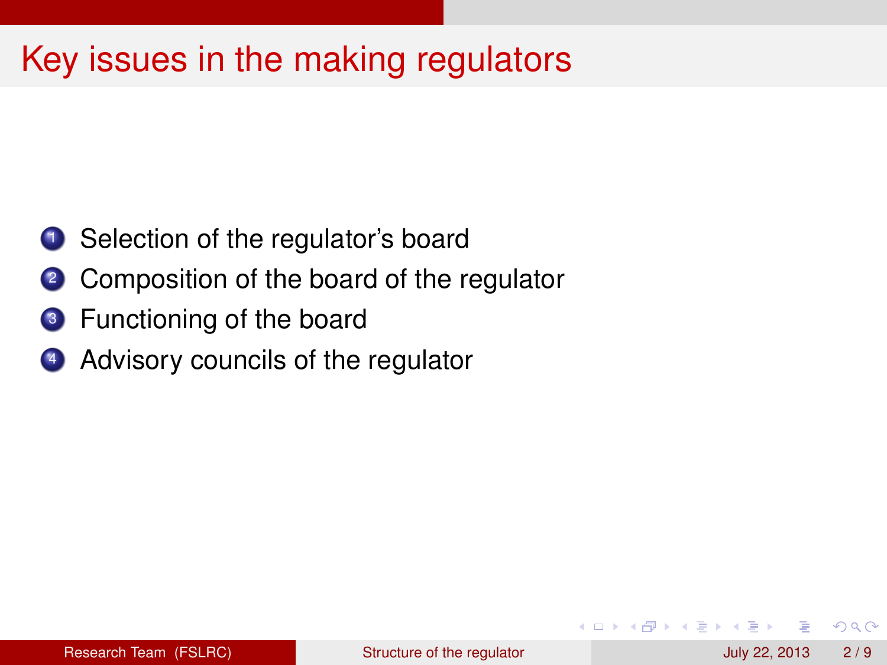# Key issues in the making regulators

1. Selection of the regulator's board
2. Composition of the board of the regulator
3. Functioning of the board
4. Advisory councils of the regulator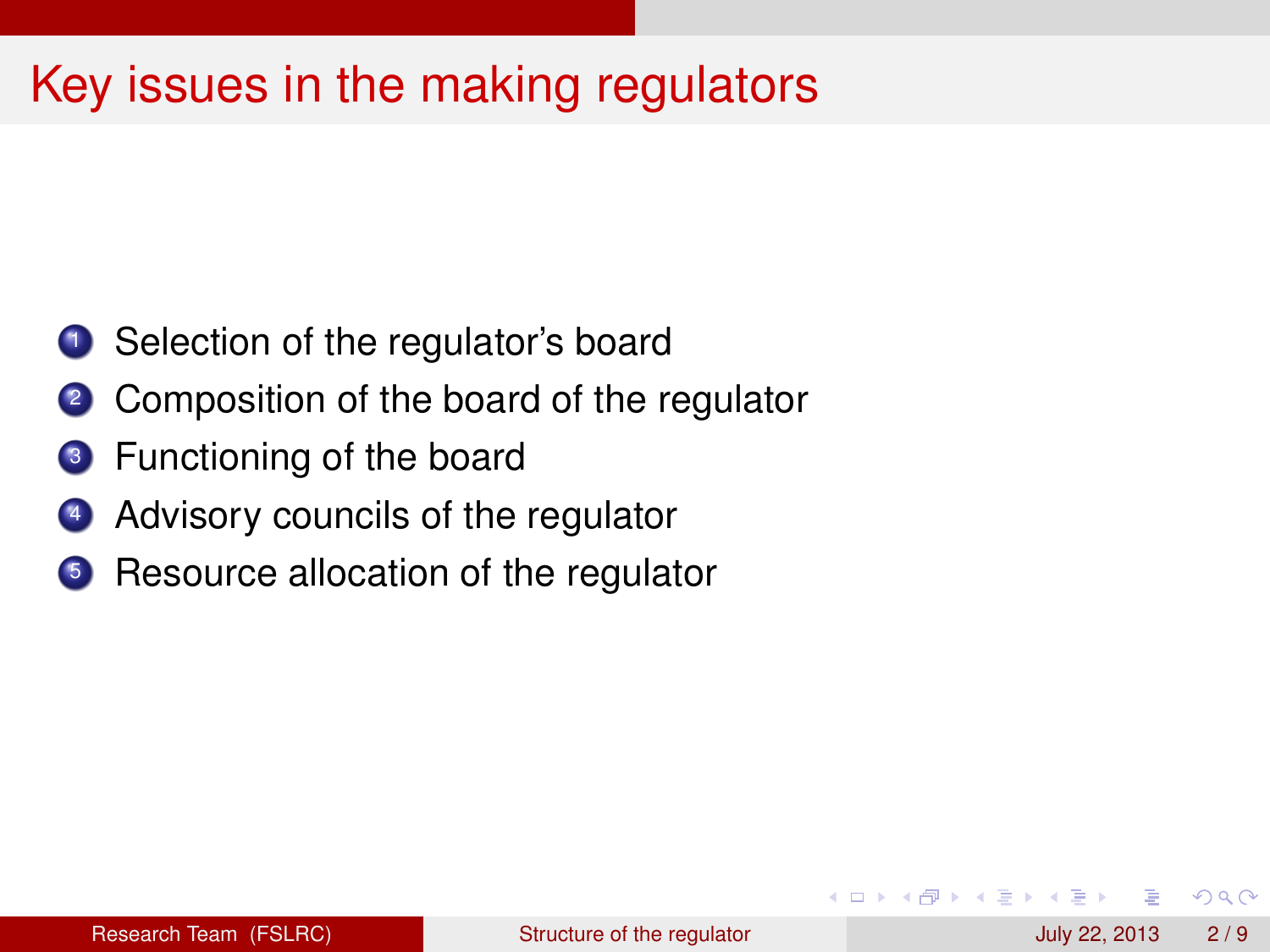# Key issues in the making regulators

1. Selection of the regulator's board
2. Composition of the board of the regulator
3. Functioning of the board
4. Advisory councils of the regulator
5. Resource allocation of the regulator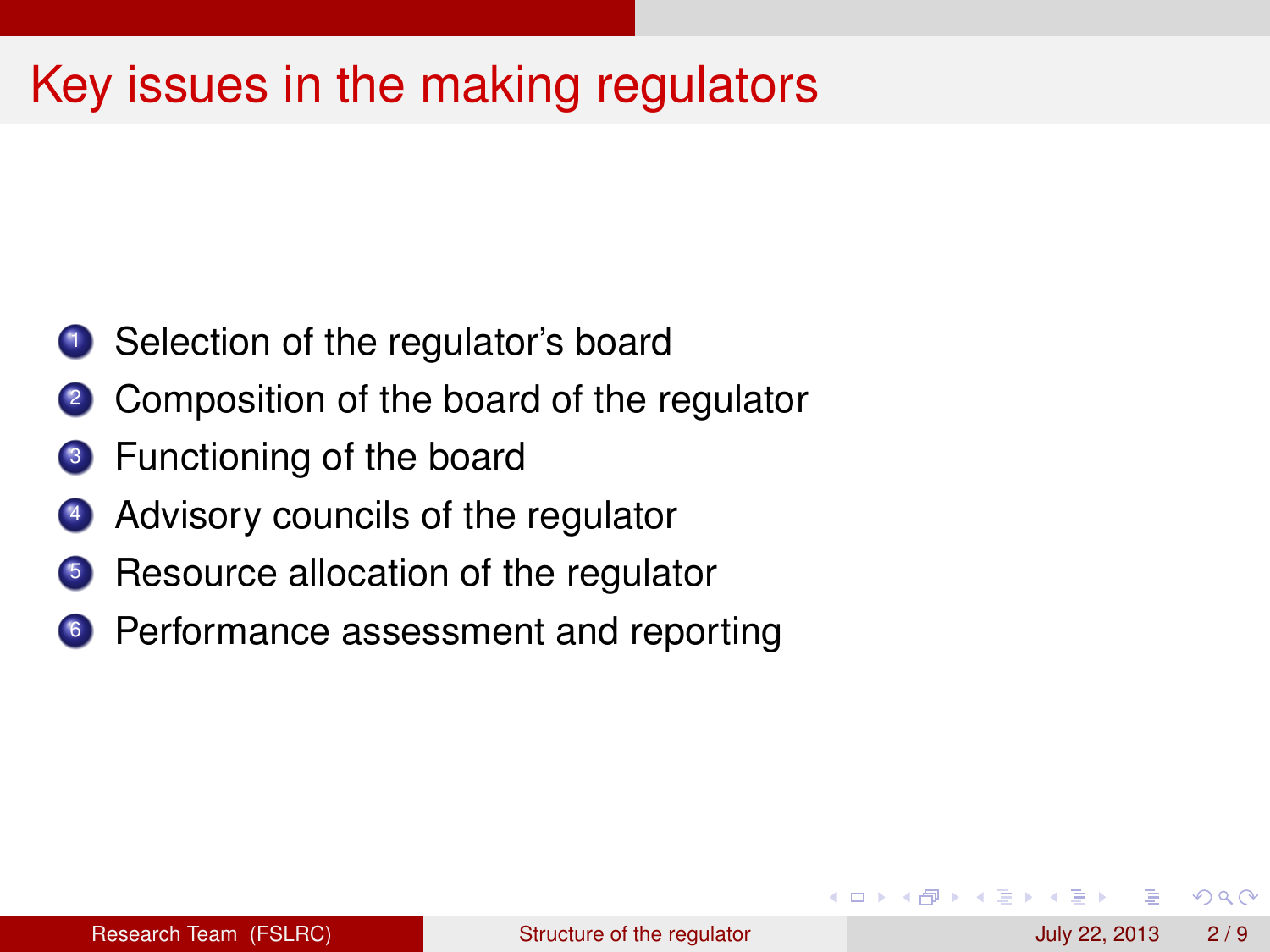# Key issues in the making regulators

1. Selection of the regulator's board
2. Composition of the board of the regulator
3. Functioning of the board
4. Advisory councils of the regulator
5. Resource allocation of the regulator
6. Performance assessment and reporting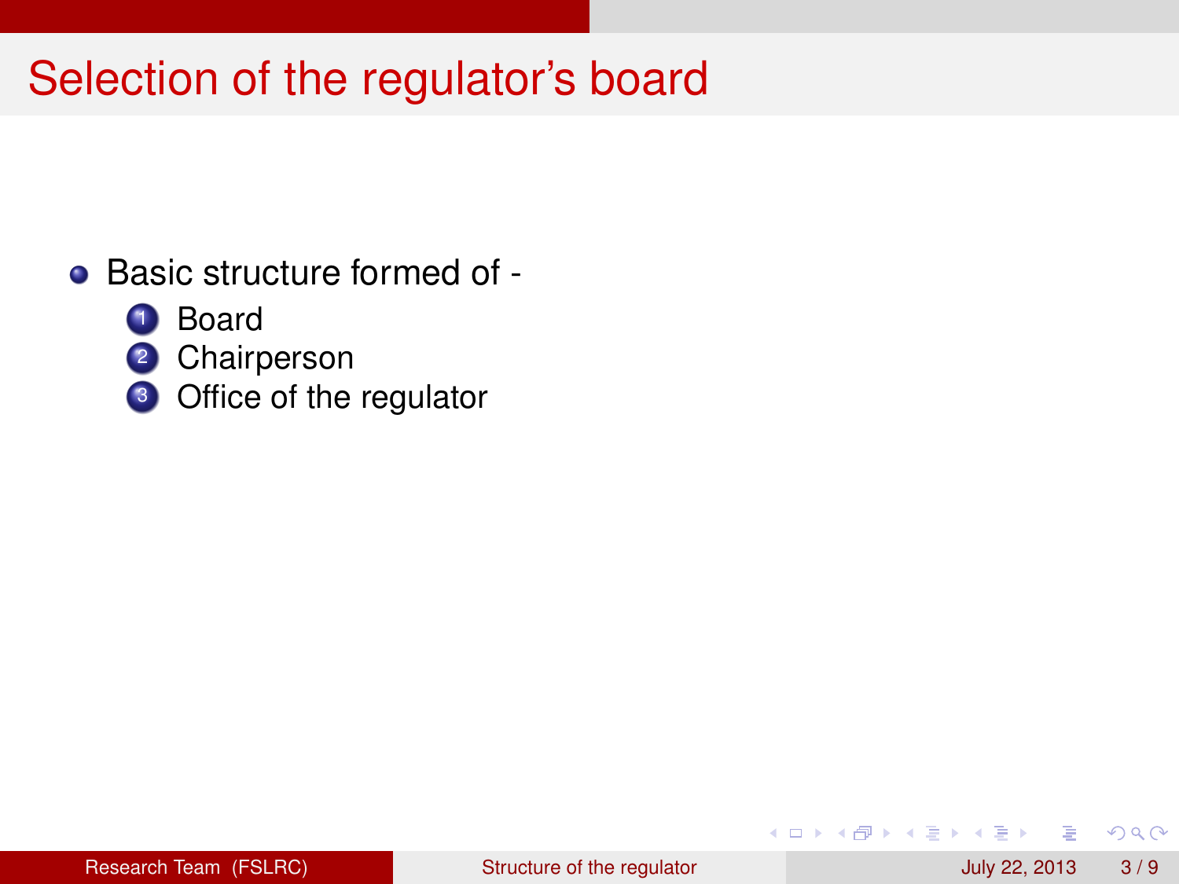# Selection of the regulator's board

- Basic structure formed of -
  1. Board
  2. Chairperson
  3. Office of the regulator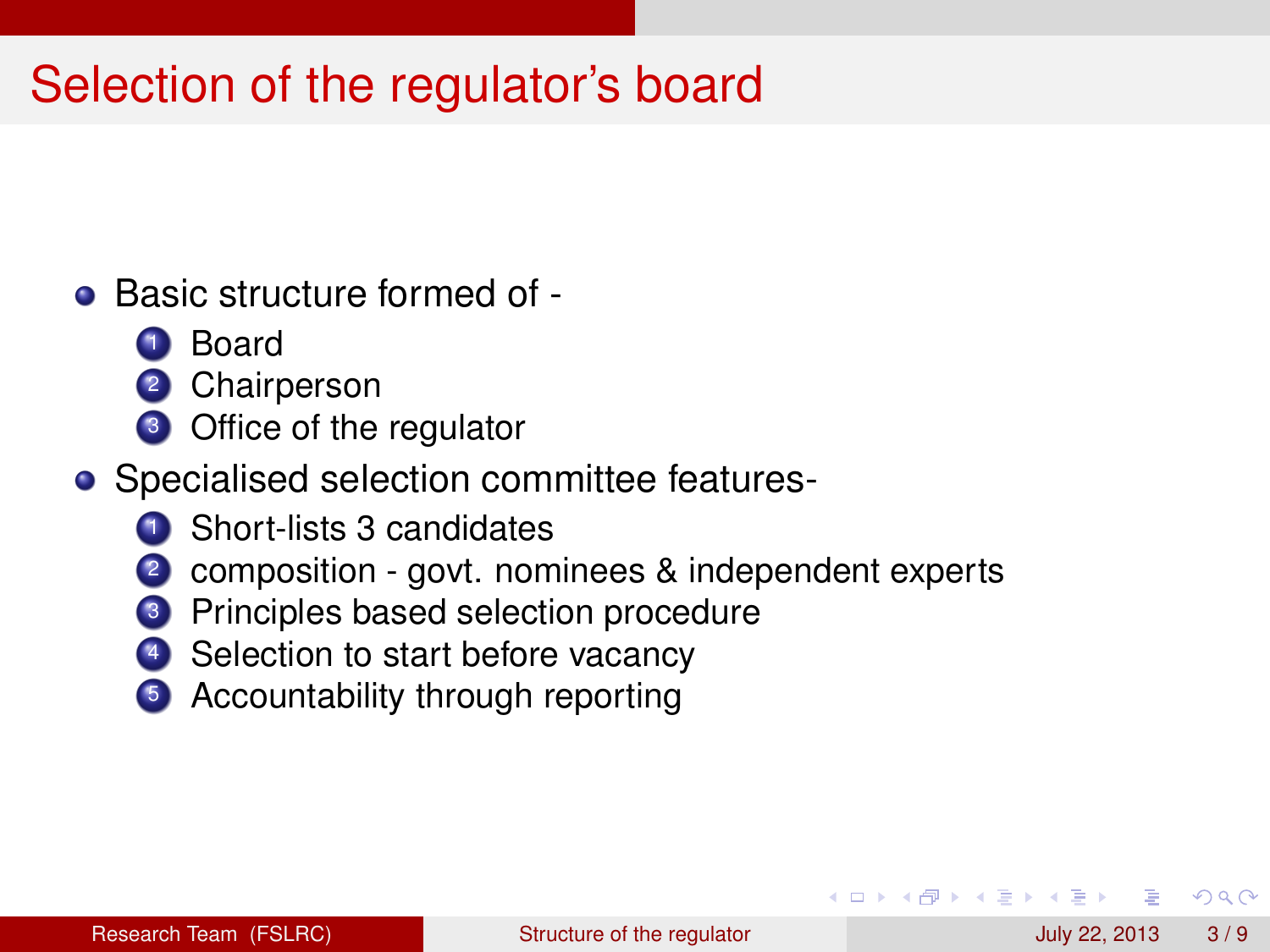# Selection of the regulator's board

- Basic structure formed of -
  1. Board
  2. Chairperson
  3. Office of the regulator
- Specialised selection committee features-
  1. Short-lists 3 candidates
  2. composition - govt. nominees & independent experts
  3. Principles based selection procedure
  4. Selection to start before vacancy
  5. Accountability through reporting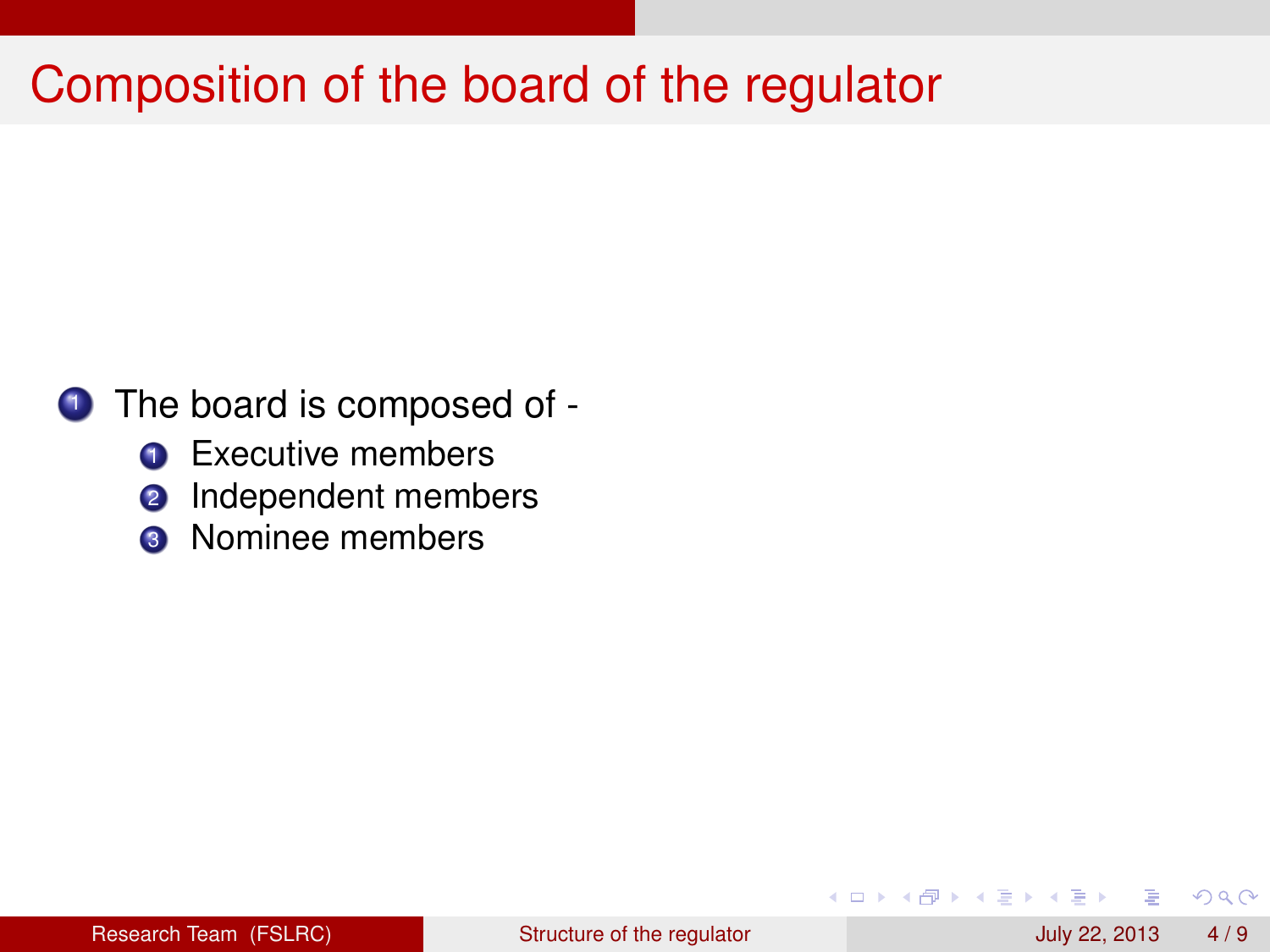# Composition of the board of the regulator

1. The board is composed of -
   1. Executive members
   2. Independent members
   3. Nominee members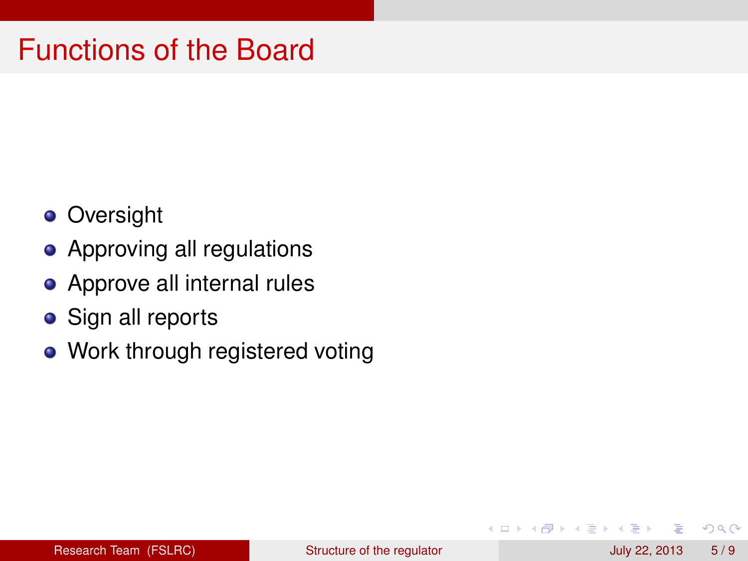# Functions of the Board

- Oversight
- Approving all regulations
- Approve all internal rules
- Sign all reports
- Work through registered voting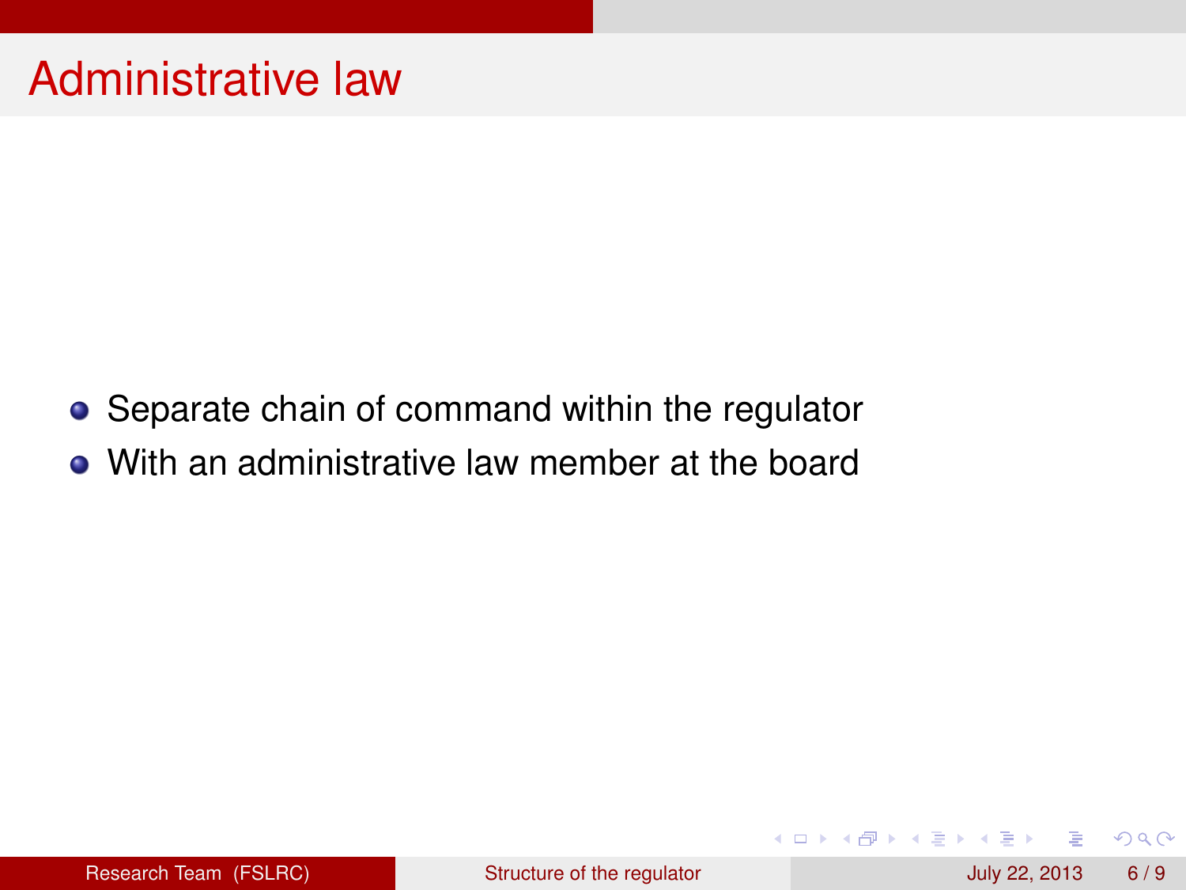# Administrative law

- Separate chain of command within the regulator
- With an administrative law member at the board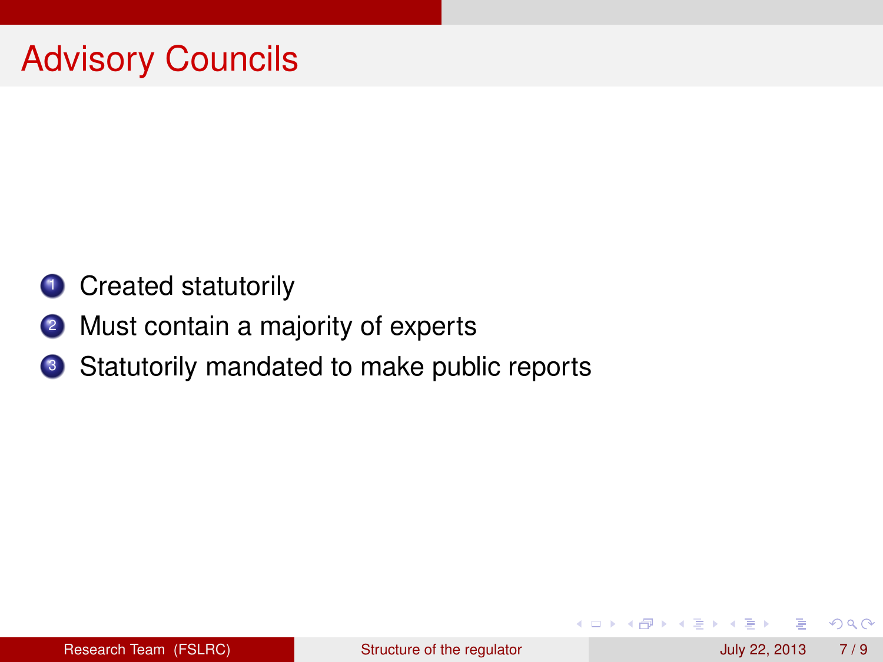# Advisory Councils

1. Created statutorily
2. Must contain a majority of experts
3. Statutorily mandated to make public reports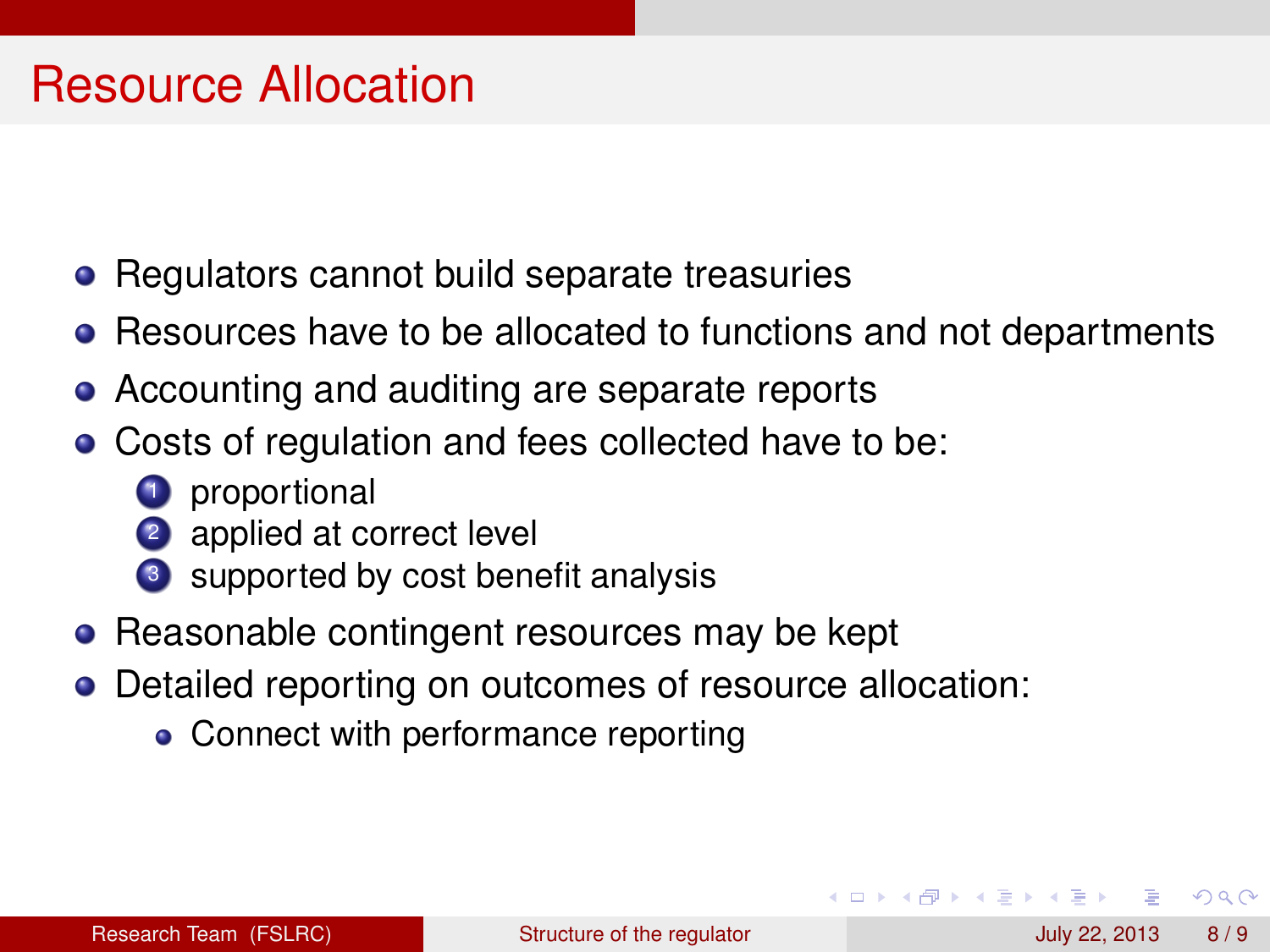# Resource Allocation

- Regulators cannot build separate treasuries
- Resources have to be allocated to functions and not departments
- Accounting and auditing are separate reports
- Costs of regulation and fees collected have to be:
  1. proportional
  2. applied at correct level
  3. supported by cost benefit analysis
- Reasonable contingent resources may be kept
- Detailed reporting on outcomes of resource allocation:
  - Connect with performance reporting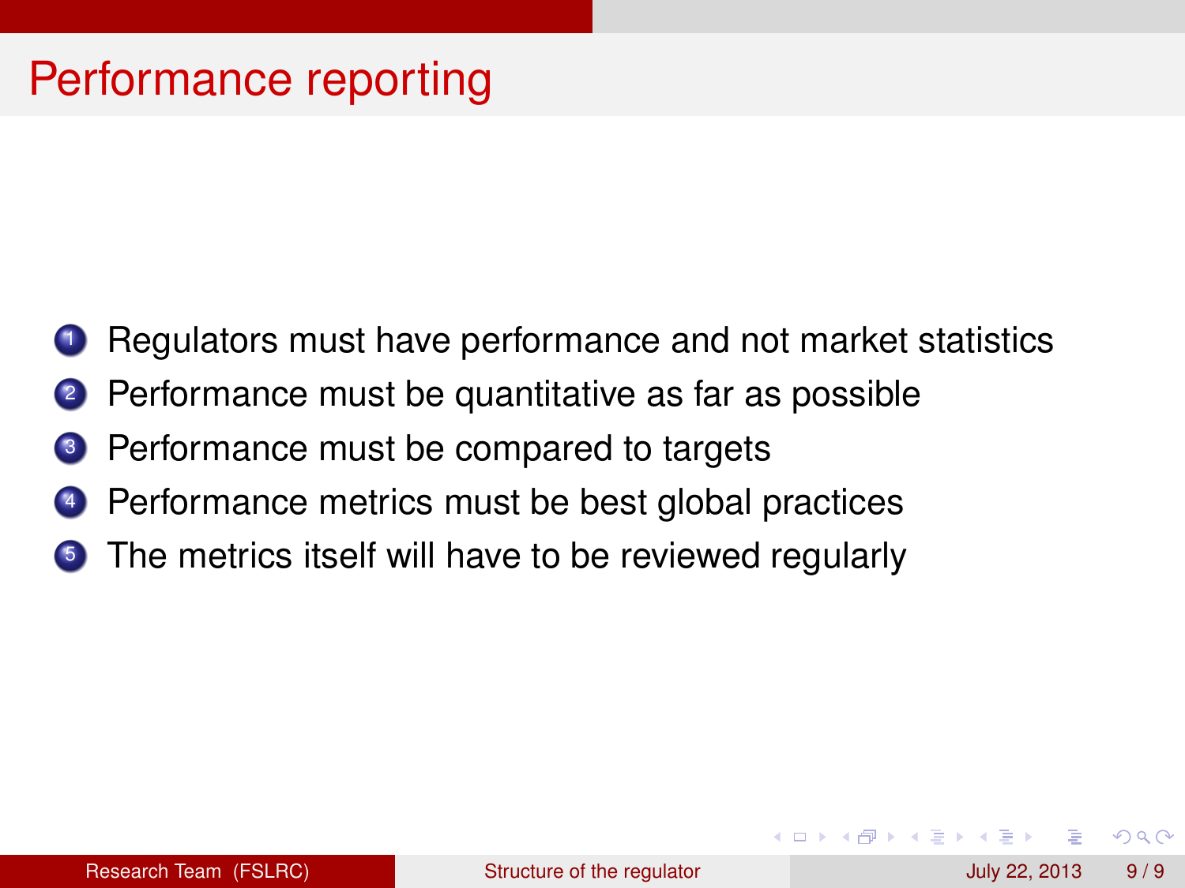# Performance reporting

1. Regulators must have performance and not market statistics
2. Performance must be quantitative as far as possible
3. Performance must be compared to targets
4. Performance metrics must be best global practices
5. The metrics itself will have to be reviewed regularly